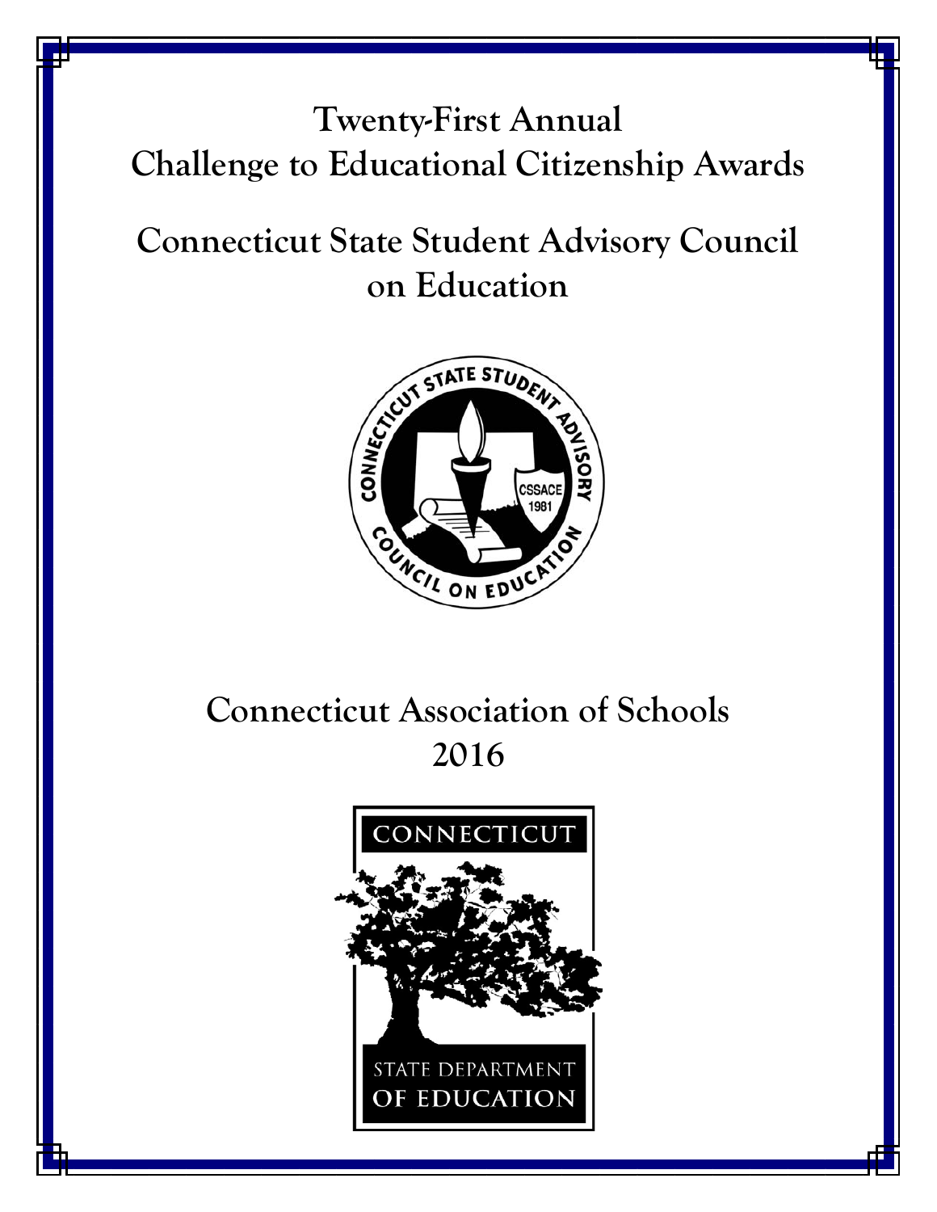# Twenty-First Annual Challenge to Educational Citizenship Awards

## Connecticut State Student Advisory Council on Education

## Connecticut Association of Schools 2016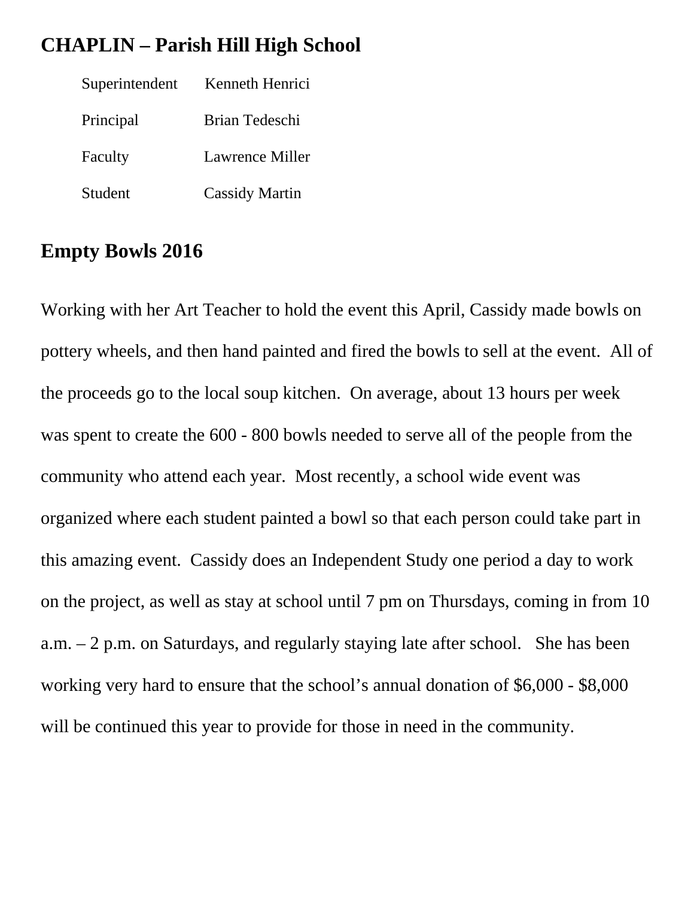## CHAPLIN – Parish Hill High School

| | |
|---|---|
| Superintendent | Kenneth Henrici |
| Principal | Brian Tedeschi |
| Faculty | Lawrence Miller |
| Student | Cassidy Martin |

## Empty Bowls 2016

Working with her Art Teacher to hold the event this April, Cassidy made bowls on pottery wheels, and then hand painted and fired the bowls to sell at the event. All of the proceeds go to the local soup kitchen. On average, about 13 hours per week was spent to create the 600 - 800 bowls needed to serve all of the people from the community who attend each year. Most recently, a school wide event was organized where each student painted a bowl so that each person could take part in this amazing event. Cassidy does an Independent Study one period a day to work on the project, as well as stay at school until 7 pm on Thursdays, coming in from 10 a.m. – 2 p.m. on Saturdays, and regularly staying late after school. She has been working very hard to ensure that the school's annual donation of $6,000 - $8,000 will be continued this year to provide for those in need in the community.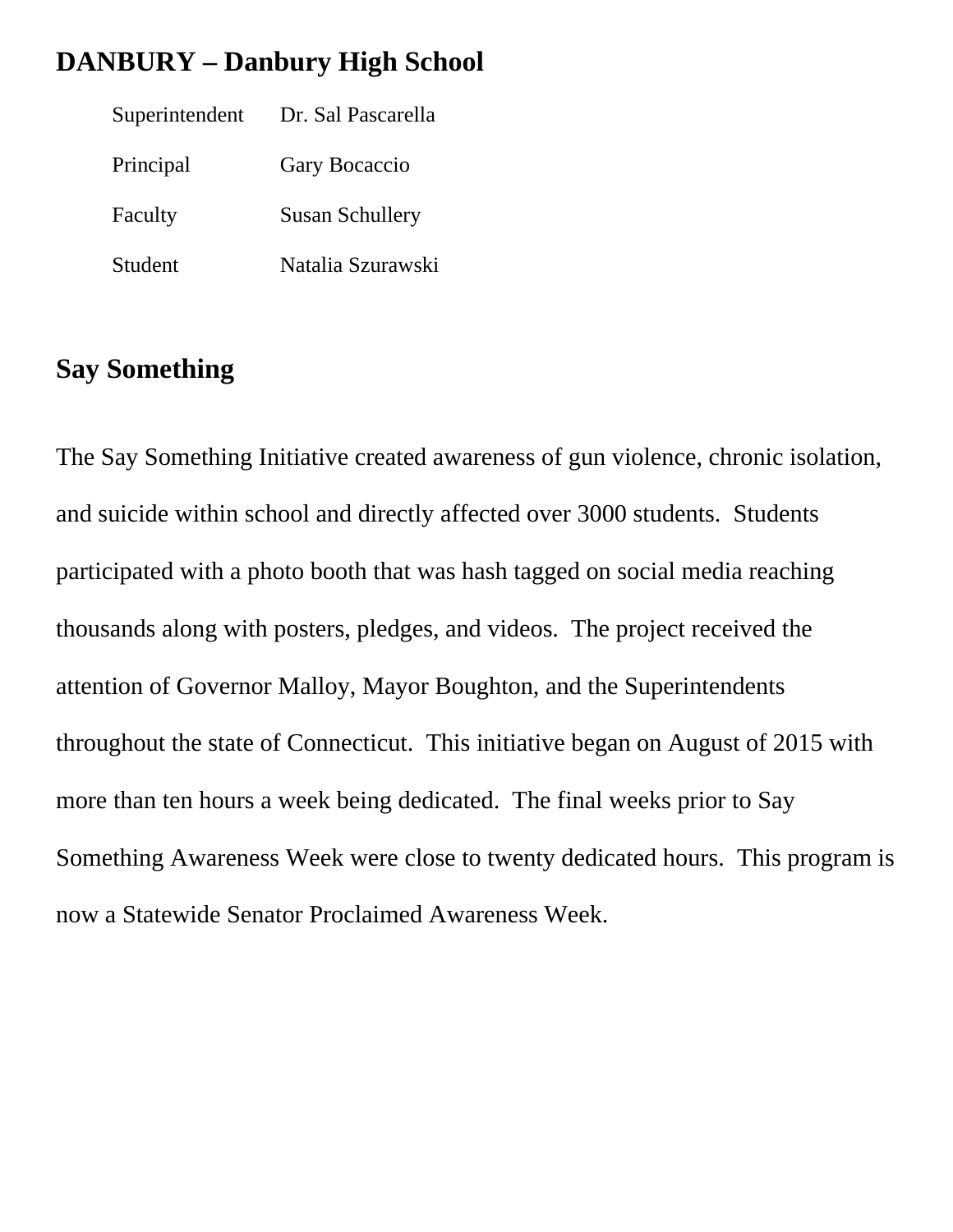## DANBURY – Danbury High School

| | |
|---|---|
| Superintendent | Dr. Sal Pascarella |
| Principal | Gary Bocaccio |
| Faculty | Susan Schullery |
| Student | Natalia Szurawski |

## Say Something

The Say Something Initiative created awareness of gun violence, chronic isolation, and suicide within school and directly affected over 3000 students. Students participated with a photo booth that was hash tagged on social media reaching thousands along with posters, pledges, and videos. The project received the attention of Governor Malloy, Mayor Boughton, and the Superintendents throughout the state of Connecticut. This initiative began on August of 2015 with more than ten hours a week being dedicated. The final weeks prior to Say Something Awareness Week were close to twenty dedicated hours. This program is now a Statewide Senator Proclaimed Awareness Week.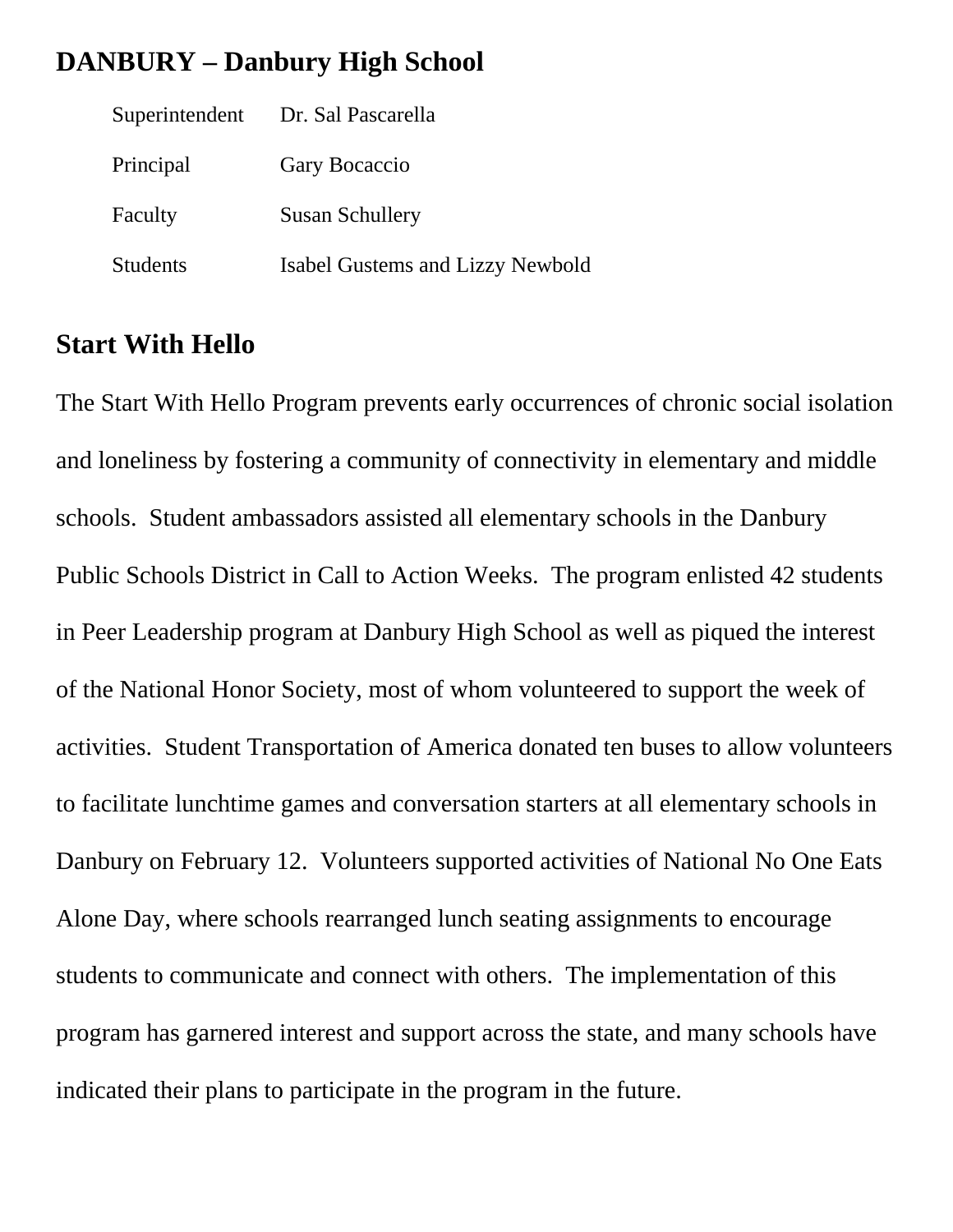## DANBURY – Danbury High School

| | |
|---|---|
| Superintendent | Dr. Sal Pascarella |
| Principal | Gary Bocaccio |
| Faculty | Susan Schullery |
| Students | Isabel Gustems and Lizzy Newbold |

## Start With Hello

The Start With Hello Program prevents early occurrences of chronic social isolation and loneliness by fostering a community of connectivity in elementary and middle schools. Student ambassadors assisted all elementary schools in the Danbury Public Schools District in Call to Action Weeks. The program enlisted 42 students in Peer Leadership program at Danbury High School as well as piqued the interest of the National Honor Society, most of whom volunteered to support the week of activities. Student Transportation of America donated ten buses to allow volunteers to facilitate lunchtime games and conversation starters at all elementary schools in Danbury on February 12. Volunteers supported activities of National No One Eats Alone Day, where schools rearranged lunch seating assignments to encourage students to communicate and connect with others. The implementation of this program has garnered interest and support across the state, and many schools have indicated their plans to participate in the program in the future.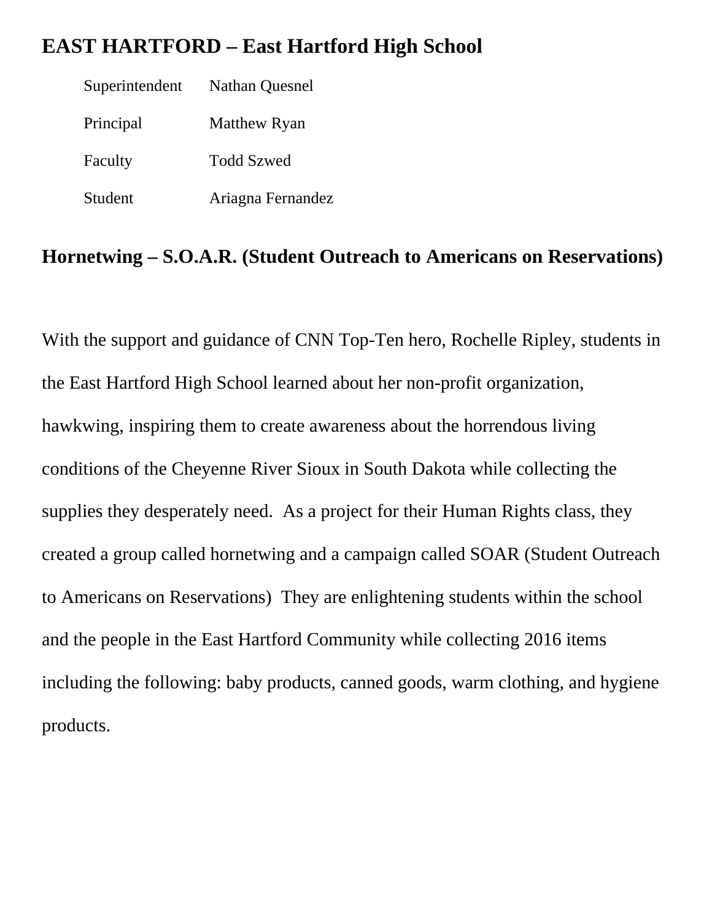## EAST HARTFORD – East Hartford High School

| | |
|---|---|
| Superintendent | Nathan Quesnel |
| Principal | Matthew Ryan |
| Faculty | Todd Szwed |
| Student | Ariagna Fernandez |

## Hornetwing – S.O.A.R. (Student Outreach to Americans on Reservations)

With the support and guidance of CNN Top-Ten hero, Rochelle Ripley, students in the East Hartford High School learned about her non-profit organization, hawkwing, inspiring them to create awareness about the horrendous living conditions of the Cheyenne River Sioux in South Dakota while collecting the supplies they desperately need. As a project for their Human Rights class, they created a group called hornetwing and a campaign called SOAR (Student Outreach to Americans on Reservations) They are enlightening students within the school and the people in the East Hartford Community while collecting 2016 items including the following: baby products, canned goods, warm clothing, and hygiene products.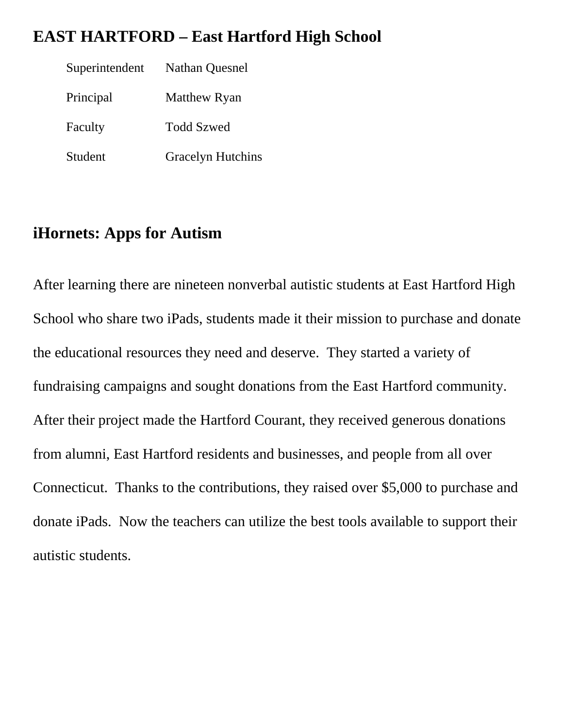## EAST HARTFORD – East Hartford High School

| | |
|---|---|
| Superintendent | Nathan Quesnel |
| Principal | Matthew Ryan |
| Faculty | Todd Szwed |
| Student | Gracelyn Hutchins |

## iHornets: Apps for Autism

After learning there are nineteen nonverbal autistic students at East Hartford High School who share two iPads, students made it their mission to purchase and donate the educational resources they need and deserve. They started a variety of fundraising campaigns and sought donations from the East Hartford community. After their project made the Hartford Courant, they received generous donations from alumni, East Hartford residents and businesses, and people from all over Connecticut. Thanks to the contributions, they raised over $5,000 to purchase and donate iPads. Now the teachers can utilize the best tools available to support their autistic students.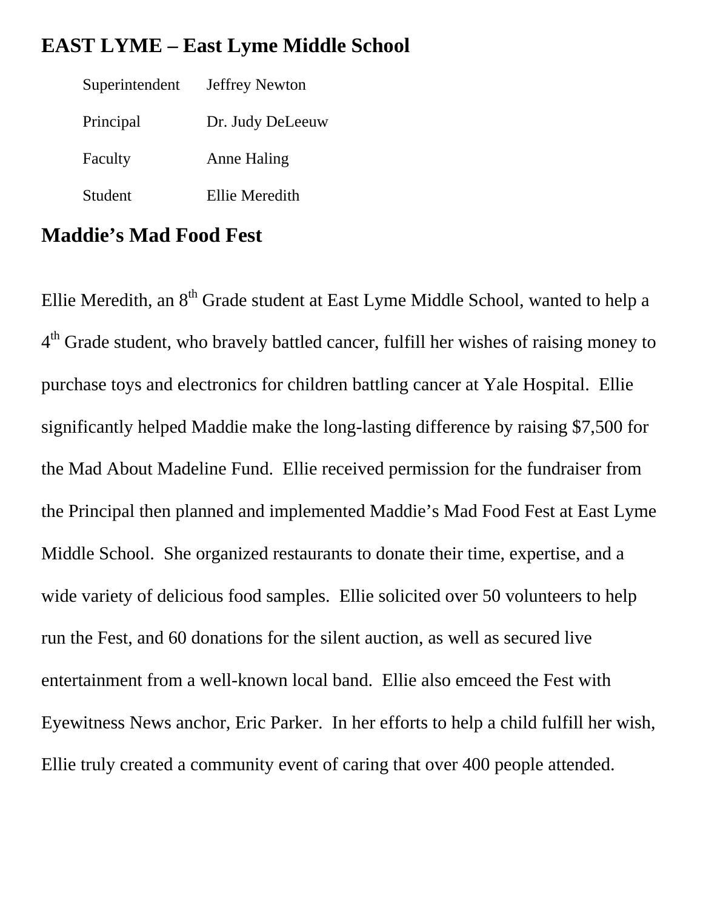## EAST LYME – East Lyme Middle School

| | |
|---|---|
| Superintendent | Jeffrey Newton |
| Principal | Dr. Judy DeLeeuw |
| Faculty | Anne Haling |
| Student | Ellie Meredith |

## Maddie's Mad Food Fest

Ellie Meredith, an 8th Grade student at East Lyme Middle School, wanted to help a 4th Grade student, who bravely battled cancer, fulfill her wishes of raising money to purchase toys and electronics for children battling cancer at Yale Hospital. Ellie significantly helped Maddie make the long-lasting difference by raising $7,500 for the Mad About Madeline Fund. Ellie received permission for the fundraiser from the Principal then planned and implemented Maddie's Mad Food Fest at East Lyme Middle School. She organized restaurants to donate their time, expertise, and a wide variety of delicious food samples. Ellie solicited over 50 volunteers to help run the Fest, and 60 donations for the silent auction, as well as secured live entertainment from a well-known local band. Ellie also emceed the Fest with Eyewitness News anchor, Eric Parker. In her efforts to help a child fulfill her wish, Ellie truly created a community event of caring that over 400 people attended.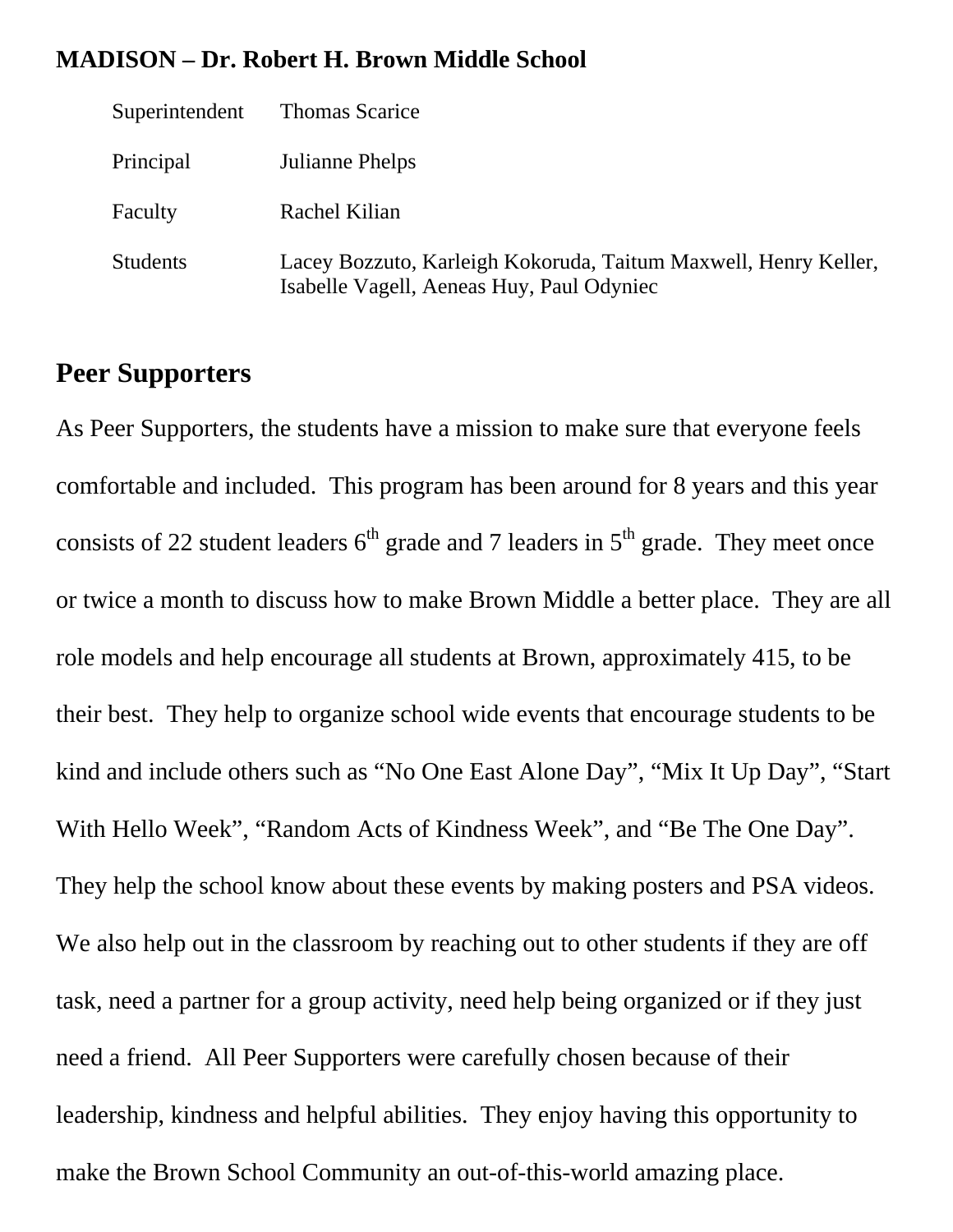**MADISON – Dr. Robert H. Brown Middle School**

| | |
|---|---|
| Superintendent | Thomas Scarice |
| Principal | Julianne Phelps |
| Faculty | Rachel Kilian |
| Students | Lacey Bozzuto, Karleigh Kokoruda, Taitum Maxwell, Henry Keller, Isabelle Vagell, Aeneas Huy, Paul Odyniec |

## Peer Supporters

As Peer Supporters, the students have a mission to make sure that everyone feels comfortable and included. This program has been around for 8 years and this year consists of 22 student leaders 6th grade and 7 leaders in 5th grade. They meet once or twice a month to discuss how to make Brown Middle a better place. They are all role models and help encourage all students at Brown, approximately 415, to be their best. They help to organize school wide events that encourage students to be kind and include others such as "No One East Alone Day", "Mix It Up Day", "Start With Hello Week", "Random Acts of Kindness Week", and "Be The One Day". They help the school know about these events by making posters and PSA videos. We also help out in the classroom by reaching out to other students if they are off task, need a partner for a group activity, need help being organized or if they just need a friend. All Peer Supporters were carefully chosen because of their leadership, kindness and helpful abilities. They enjoy having this opportunity to make the Brown School Community an out-of-this-world amazing place.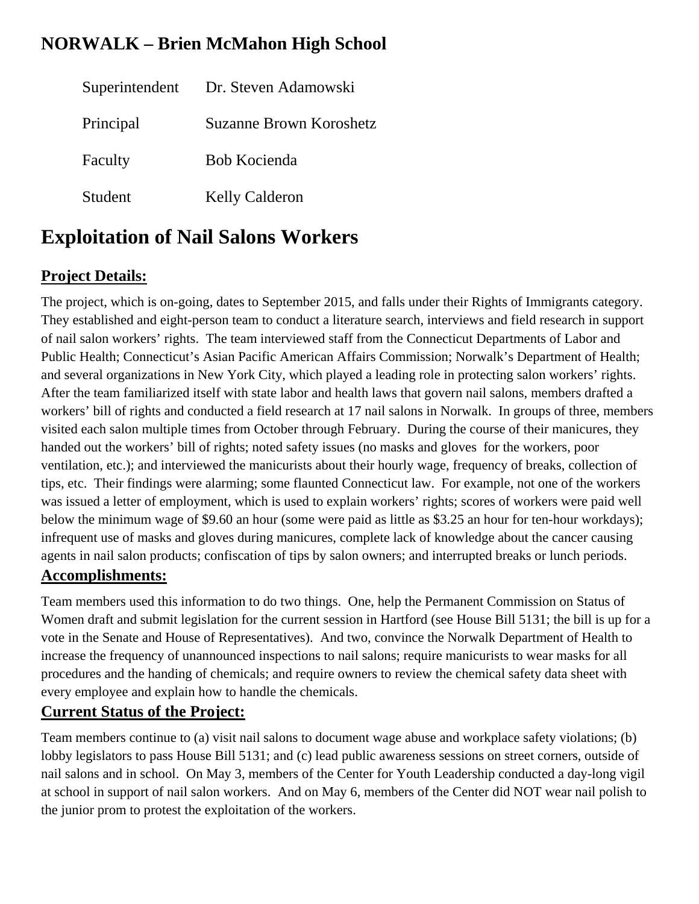## NORWALK – Brien McMahon High School

| | |
|---|---|
| Superintendent | Dr. Steven Adamowski |
| Principal | Suzanne Brown Koroshetz |
| Faculty | Bob Kocienda |
| Student | Kelly Calderon |

# Exploitation of Nail Salons Workers

### Project Details:

The project, which is on-going, dates to September 2015, and falls under their Rights of Immigrants category. They established and eight-person team to conduct a literature search, interviews and field research in support of nail salon workers' rights. The team interviewed staff from the Connecticut Departments of Labor and Public Health; Connecticut's Asian Pacific American Affairs Commission; Norwalk's Department of Health; and several organizations in New York City, which played a leading role in protecting salon workers' rights. After the team familiarized itself with state labor and health laws that govern nail salons, members drafted a workers' bill of rights and conducted a field research at 17 nail salons in Norwalk. In groups of three, members visited each salon multiple times from October through February. During the course of their manicures, they handed out the workers' bill of rights; noted safety issues (no masks and gloves for the workers, poor ventilation, etc.); and interviewed the manicurists about their hourly wage, frequency of breaks, collection of tips, etc. Their findings were alarming; some flaunted Connecticut law. For example, not one of the workers was issued a letter of employment, which is used to explain workers' rights; scores of workers were paid well below the minimum wage of $9.60 an hour (some were paid as little as $3.25 an hour for ten-hour workdays); infrequent use of masks and gloves during manicures, complete lack of knowledge about the cancer causing agents in nail salon products; confiscation of tips by salon owners; and interrupted breaks or lunch periods.

### Accomplishments:

Team members used this information to do two things. One, help the Permanent Commission on Status of Women draft and submit legislation for the current session in Hartford (see House Bill 5131; the bill is up for a vote in the Senate and House of Representatives). And two, convince the Norwalk Department of Health to increase the frequency of unannounced inspections to nail salons; require manicurists to wear masks for all procedures and the handing of chemicals; and require owners to review the chemical safety data sheet with every employee and explain how to handle the chemicals.

### Current Status of the Project:

Team members continue to (a) visit nail salons to document wage abuse and workplace safety violations; (b) lobby legislators to pass House Bill 5131; and (c) lead public awareness sessions on street corners, outside of nail salons and in school. On May 3, members of the Center for Youth Leadership conducted a day-long vigil at school in support of nail salon workers. And on May 6, members of the Center did NOT wear nail polish to the junior prom to protest the exploitation of the workers.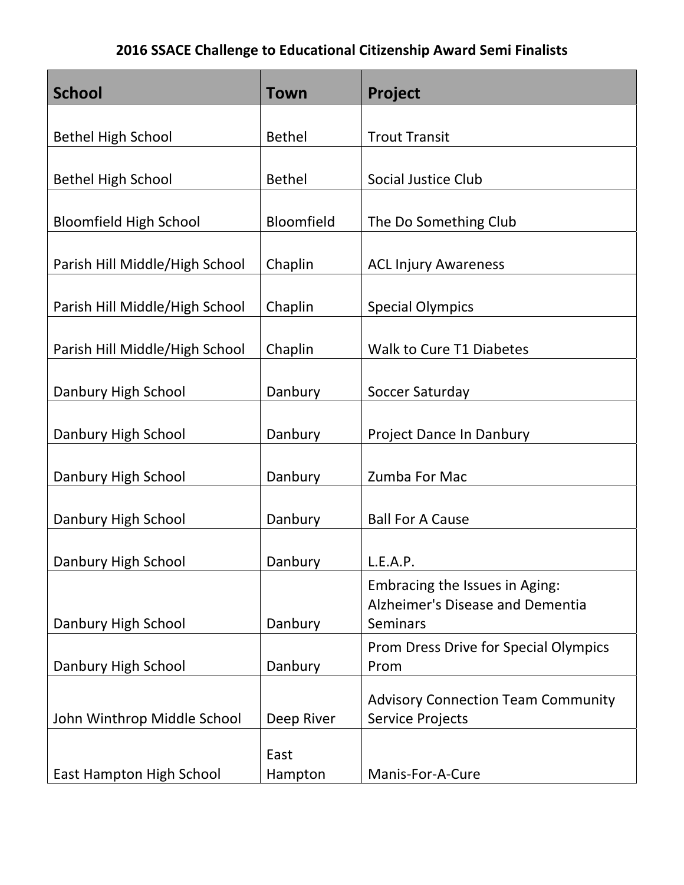**2016 SSACE Challenge to Educational Citizenship Award Semi Finalists**

| School | Town | Project |
| --- | --- | --- |
| Bethel High School | Bethel | Trout Transit |
| Bethel High School | Bethel | Social Justice Club |
| Bloomfield High School | Bloomfield | The Do Something Club |
| Parish Hill Middle/High School | Chaplin | ACL Injury Awareness |
| Parish Hill Middle/High School | Chaplin | Special Olympics |
| Parish Hill Middle/High School | Chaplin | Walk to Cure T1 Diabetes |
| Danbury High School | Danbury | Soccer Saturday |
| Danbury High School | Danbury | Project Dance In Danbury |
| Danbury High School | Danbury | Zumba For Mac |
| Danbury High School | Danbury | Ball For A Cause |
| Danbury High School | Danbury | L.E.A.P. |
| Danbury High School | Danbury | Embracing the Issues in Aging: Alzheimer's Disease and Dementia Seminars |
| Danbury High School | Danbury | Prom Dress Drive for Special Olympics Prom |
| John Winthrop Middle School | Deep River | Advisory Connection Team Community Service Projects |
| East Hampton High School | East Hampton | Manis-For-A-Cure |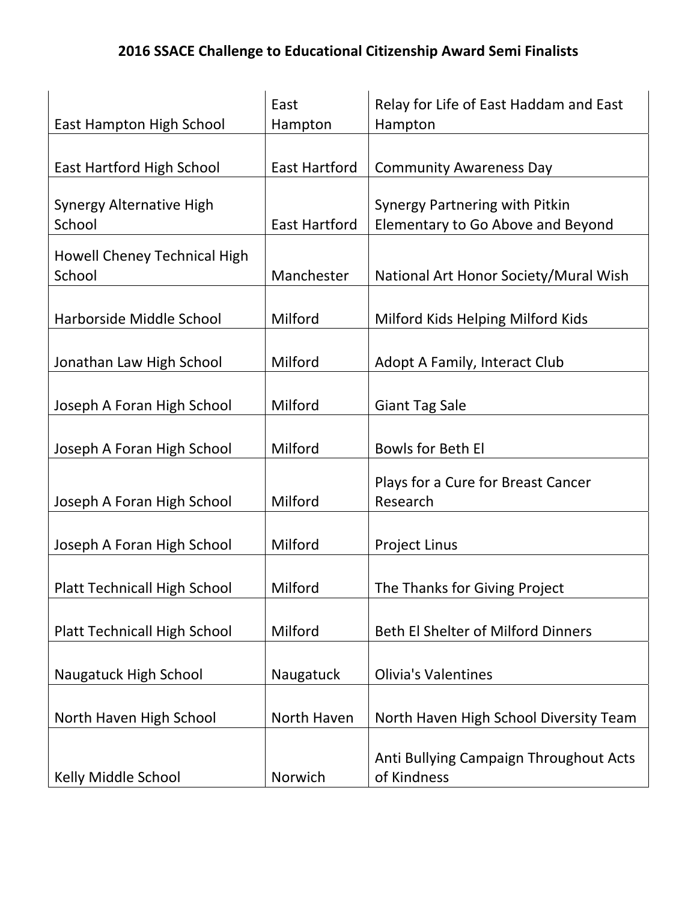**2016 SSACE Challenge to Educational Citizenship Award Semi Finalists**

| | | |
|---|---|---|
| East Hampton High School | East Hampton | Relay for Life of East Haddam and East Hampton |
| East Hartford High School | East Hartford | Community Awareness Day |
| Synergy Alternative High School | East Hartford | Synergy Partnering with Pitkin Elementary to Go Above and Beyond |
| Howell Cheney Technical High School | Manchester | National Art Honor Society/Mural Wish |
| Harborside Middle School | Milford | Milford Kids Helping Milford Kids |
| Jonathan Law High School | Milford | Adopt A Family, Interact Club |
| Joseph A Foran High School | Milford | Giant Tag Sale |
| Joseph A Foran High School | Milford | Bowls for Beth El |
| Joseph A Foran High School | Milford | Plays for a Cure for Breast Cancer Research |
| Joseph A Foran High School | Milford | Project Linus |
| Platt Technicall High School | Milford | The Thanks for Giving Project |
| Platt Technicall High School | Milford | Beth El Shelter of Milford Dinners |
| Naugatuck High School | Naugatuck | Olivia's Valentines |
| North Haven High School | North Haven | North Haven High School Diversity Team |
| Kelly Middle School | Norwich | Anti Bullying Campaign Throughout Acts of Kindness |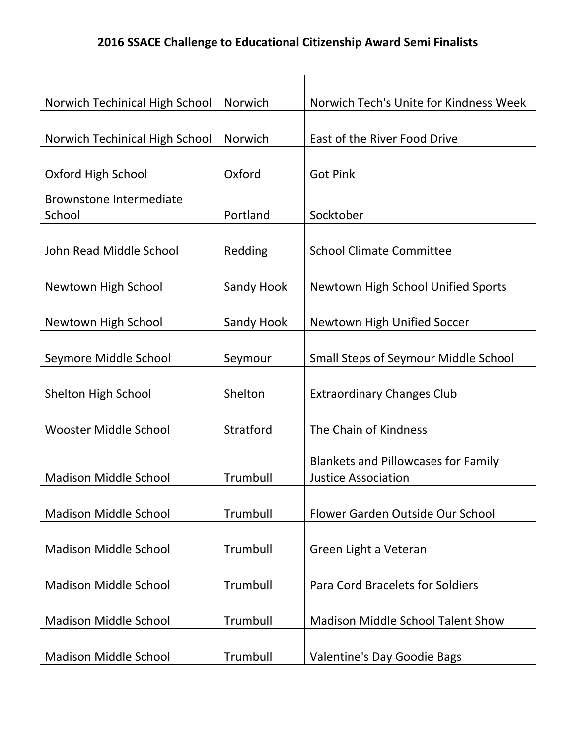**2016 SSACE Challenge to Educational Citizenship Award Semi Finalists**

| | | |
|---|---|---|
| Norwich Techinical High School | Norwich | Norwich Tech's Unite for Kindness Week |
| Norwich Techinical High School | Norwich | East of the River Food Drive |
| Oxford High School | Oxford | Got Pink |
| Brownstone Intermediate School | Portland | Socktober |
| John Read Middle School | Redding | School Climate Committee |
| Newtown High School | Sandy Hook | Newtown High School Unified Sports |
| Newtown High School | Sandy Hook | Newtown High Unified Soccer |
| Seymore Middle School | Seymour | Small Steps of Seymour Middle School |
| Shelton High School | Shelton | Extraordinary Changes Club |
| Wooster Middle School | Stratford | The Chain of Kindness |
| Madison Middle School | Trumbull | Blankets and Pillowcases for Family Justice Association |
| Madison Middle School | Trumbull | Flower Garden Outside Our School |
| Madison Middle School | Trumbull | Green Light a Veteran |
| Madison Middle School | Trumbull | Para Cord Bracelets for Soldiers |
| Madison Middle School | Trumbull | Madison Middle School Talent Show |
| Madison Middle School | Trumbull | Valentine's Day Goodie Bags |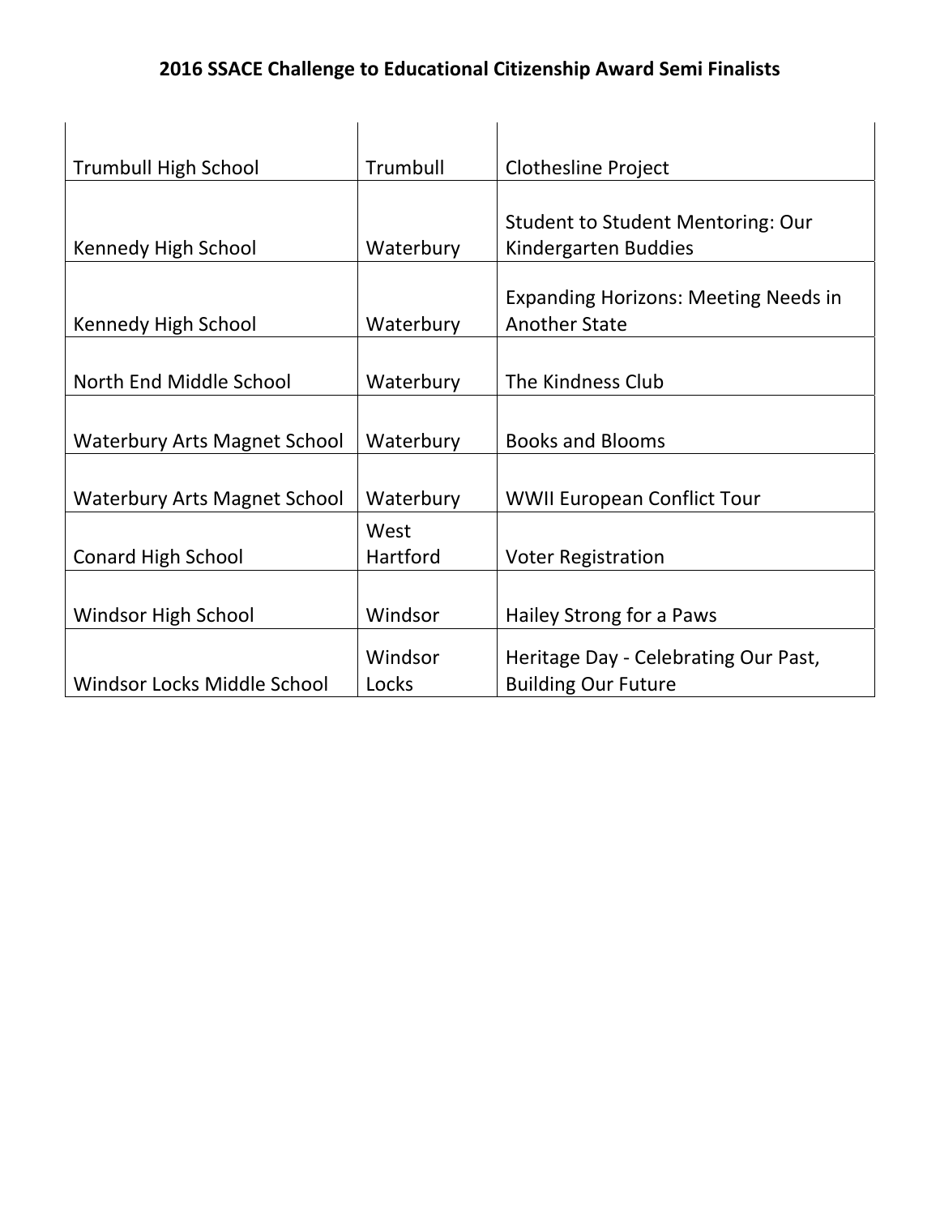**2016 SSACE Challenge to Educational Citizenship Award Semi Finalists**

| | | |
|---|---|---|
| Trumbull High School | Trumbull | Clothesline Project |
| Kennedy High School | Waterbury | Student to Student Mentoring: Our Kindergarten Buddies |
| Kennedy High School | Waterbury | Expanding Horizons: Meeting Needs in Another State |
| North End Middle School | Waterbury | The Kindness Club |
| Waterbury Arts Magnet School | Waterbury | Books and Blooms |
| Waterbury Arts Magnet School | Waterbury | WWII European Conflict Tour |
| Conard High School | West Hartford | Voter Registration |
| Windsor High School | Windsor | Hailey Strong for a Paws |
| Windsor Locks Middle School | Windsor Locks | Heritage Day - Celebrating Our Past, Building Our Future |